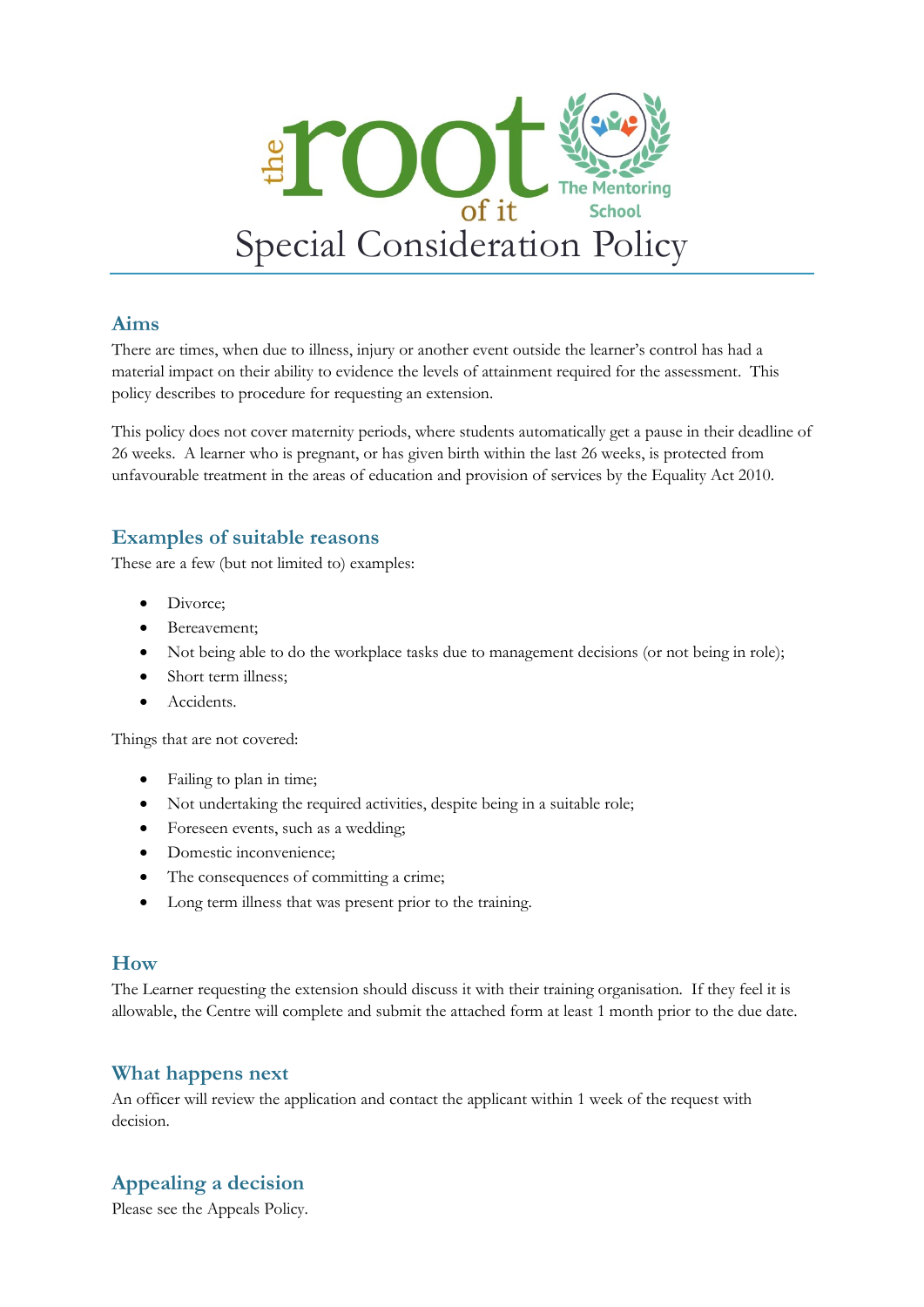# Special Consideration Policy

## Aims

There are times, when due to illness, injury or another event outside the learner's control has had a material impact on their ability to evidence the levels of attainment required for the assessment. This policy describes to procedure for requesting an extension.

This policy does not cover maternity periods, where students automatically get a pause in their deadline of 26 weeks. A learner who is pregnant, or has given birth within the last 26 weeks, is protected from unfavourable treatment in the areas of education and provision of services by the Equality Act 2010.

## Examples of suitable reasons

These are a few (but not limited to) examples:

- Divorce;
- Bereavement;
- Not being able to do the workplace tasks due to management decisions (or not being in role);
- Short term illness;
- Accidents.

Things that are not covered:

- Failing to plan in time;
- Not undertaking the required activities, despite being in a suitable role;
- Foreseen events, such as a wedding;
- Domestic inconvenience;
- The consequences of committing a crime;
- Long term illness that was present prior to the training.

## How

The Learner requesting the extension should discuss it with their training organisation. If they feel it is allowable, the Centre will complete and submit the attached form at least 1 month prior to the due date.

## What happens next

An officer will review the application and contact the applicant within 1 week of the request with decision.

## Appealing a decision

Please see the Appeals Policy.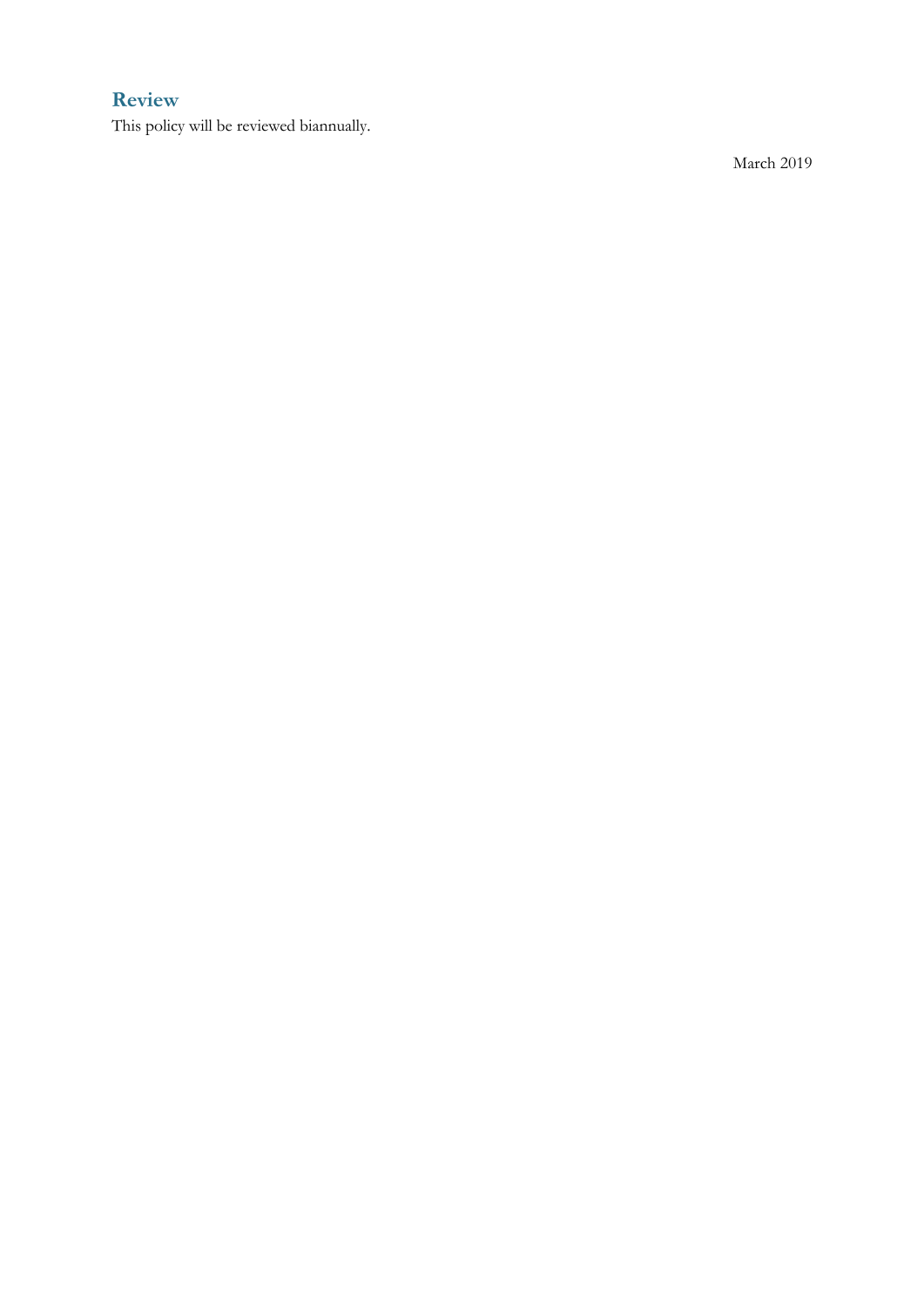## Review

This policy will be reviewed biannually.

March 2019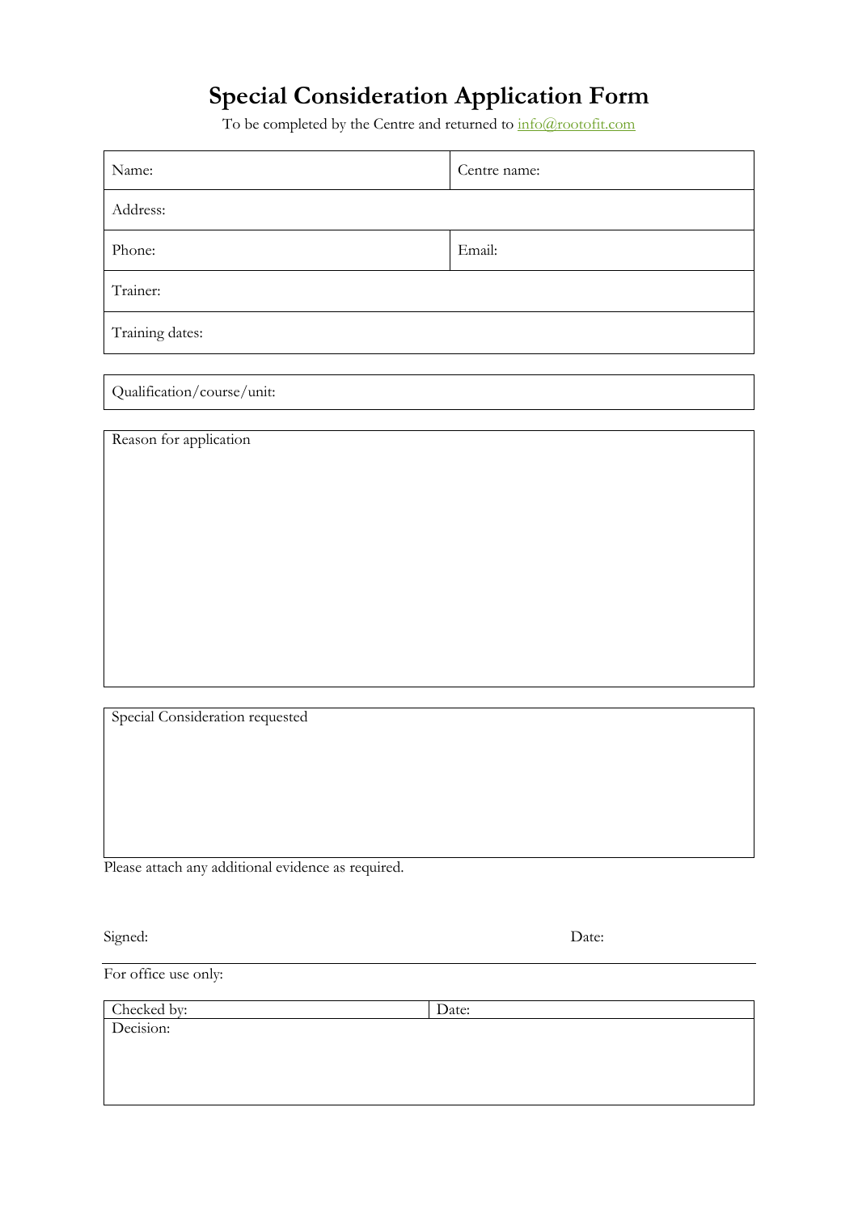# Special Consideration Application Form

To be completed by the Centre and returned to info@rootofit.com

| | |
|---|---|
| Name: | Centre name: |
| Address: | |
| Phone: | Email: |
| Trainer: | |
| Training dates: | |

| |
|---|
| Qualification/course/unit: |

| |
|---|
| Reason for application |

| |
|---|
| Special Consideration requested |

Please attach any additional evidence as required.

Signed: Date:

For office use only:

| | |
|---|---|
| Checked by: | Date: |
| Decision: | |